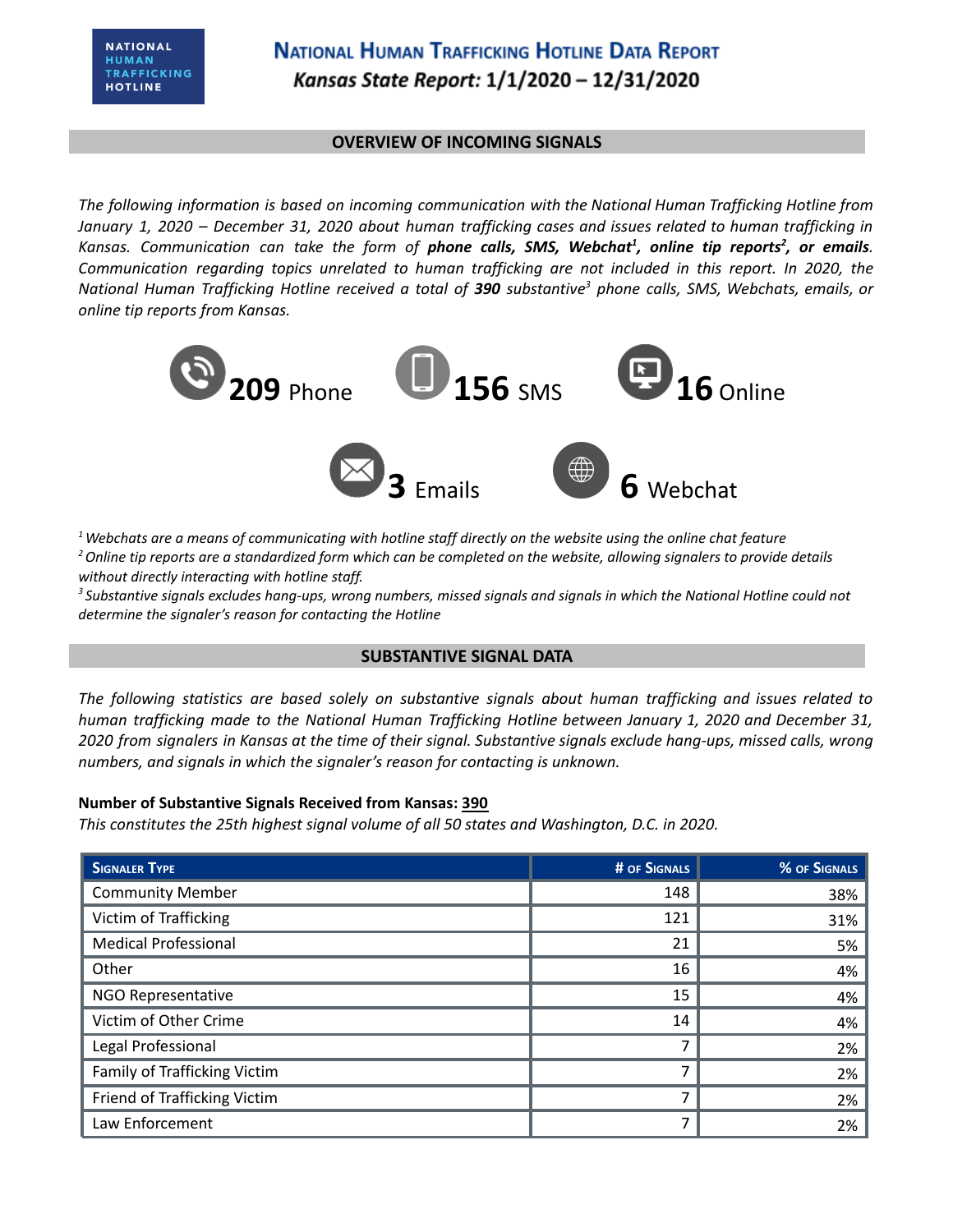NATIONAL HUMAN TRAFFICKING HOTLINE

# National Human Trafficking Hotline Data Report

## *Kansas State Report:* 1/1/2020 – 12/31/2020

## OVERVIEW OF INCOMING SIGNALS

*The following information is based on incoming communication with the National Human Trafficking Hotline from January 1, 2020 – December 31, 2020 about human trafficking cases and issues related to human trafficking in Kansas. Communication can take the form of **phone calls, SMS, Webchat[1], online tip reports[2], or emails**. Communication regarding topics unrelated to human trafficking are not included in this report. In 2020, the National Human Trafficking Hotline received a total of **390** substantive[3] phone calls, SMS, Webchats, emails, or online tip reports from Kansas.*

**209** Phone

**156** SMS

**16** Online

**3** Emails

**6** Webchat

*[1] Webchats are a means of communicating with hotline staff directly on the website using the online chat feature*
*[2] Online tip reports are a standardized form which can be completed on the website, allowing signalers to provide details without directly interacting with hotline staff.*
*[3] Substantive signals excludes hang-ups, wrong numbers, missed signals and signals in which the National Hotline could not determine the signaler's reason for contacting the Hotline*

## SUBSTANTIVE SIGNAL DATA

*The following statistics are based solely on substantive signals about human trafficking and issues related to human trafficking made to the National Human Trafficking Hotline between January 1, 2020 and December 31, 2020 from signalers in Kansas at the time of their signal. Substantive signals exclude hang-ups, missed calls, wrong numbers, and signals in which the signaler's reason for contacting is unknown.*

**Number of Substantive Signals Received from Kansas: 390**
*This constitutes the 25th highest signal volume of all 50 states and Washington, D.C. in 2020.*

| Signaler Type | # of Signals | % of Signals |
|---|---|---|
| Community Member | 148 | 38% |
| Victim of Trafficking | 121 | 31% |
| Medical Professional | 21 | 5% |
| Other | 16 | 4% |
| NGO Representative | 15 | 4% |
| Victim of Other Crime | 14 | 4% |
| Legal Professional | 7 | 2% |
| Family of Trafficking Victim | 7 | 2% |
| Friend of Trafficking Victim | 7 | 2% |
| Law Enforcement | 7 | 2% |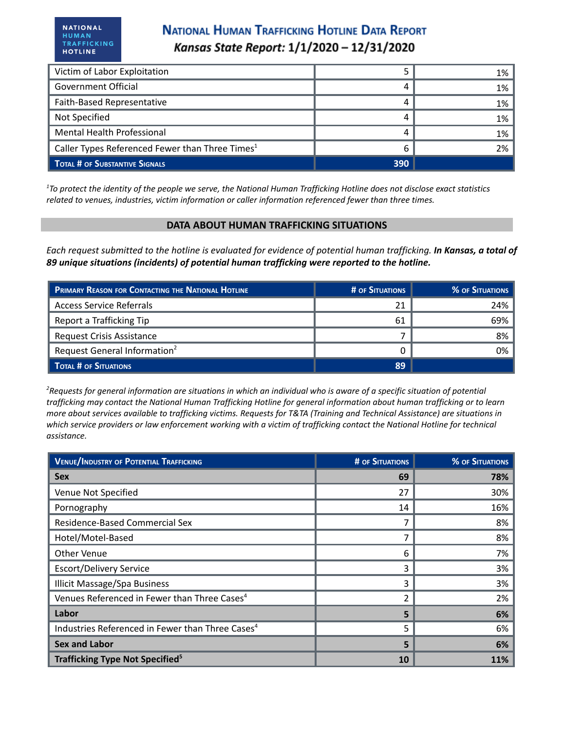# National Human Trafficking Hotline Data Report

*Kansas State Report: 1/1/2020 – 12/31/2020*

| | | |
|---|---|---|
| Victim of Labor Exploitation | 5 | 1% |
| Government Official | 4 | 1% |
| Faith-Based Representative | 4 | 1% |
| Not Specified | 4 | 1% |
| Mental Health Professional | 4 | 1% |
| Caller Types Referenced Fewer than Three Times[1] | 6 | 2% |
| **Total # of Substantive Signals** | **390** | |

*[1]To protect the identity of the people we serve, the National Human Trafficking Hotline does not disclose exact statistics related to venues, industries, victim information or caller information referenced fewer than three times.*

## DATA ABOUT HUMAN TRAFFICKING SITUATIONS

*Each request submitted to the hotline is evaluated for evidence of potential human trafficking.* ***In Kansas, a total of 89 unique situations (incidents) of potential human trafficking were reported to the hotline.***

| Primary Reason for Contacting the National Hotline | # of Situations | % of Situations |
|---|---|---|
| Access Service Referrals | 21 | 24% |
| Report a Trafficking Tip | 61 | 69% |
| Request Crisis Assistance | 7 | 8% |
| Request General Information[2] | 0 | 0% |
| **Total # of Situations** | **89** | |

*[2]Requests for general information are situations in which an individual who is aware of a specific situation of potential trafficking may contact the National Human Trafficking Hotline for general information about human trafficking or to learn more about services available to trafficking victims. Requests for T&TA (Training and Technical Assistance) are situations in which service providers or law enforcement working with a victim of trafficking contact the National Hotline for technical assistance.*

| Venue/Industry of Potential Trafficking | # of Situations | % of Situations |
|---|---|---|
| **Sex** | **69** | **78%** |
| Venue Not Specified | 27 | 30% |
| Pornography | 14 | 16% |
| Residence-Based Commercial Sex | 7 | 8% |
| Hotel/Motel-Based | 7 | 8% |
| Other Venue | 6 | 7% |
| Escort/Delivery Service | 3 | 3% |
| Illicit Massage/Spa Business | 3 | 3% |
| Venues Referenced in Fewer than Three Cases[4] | 2 | 2% |
| **Labor** | **5** | **6%** |
| Industries Referenced in Fewer than Three Cases[4] | 5 | 6% |
| **Sex and Labor** | **5** | **6%** |
| **Trafficking Type Not Specified[5]** | **10** | **11%** |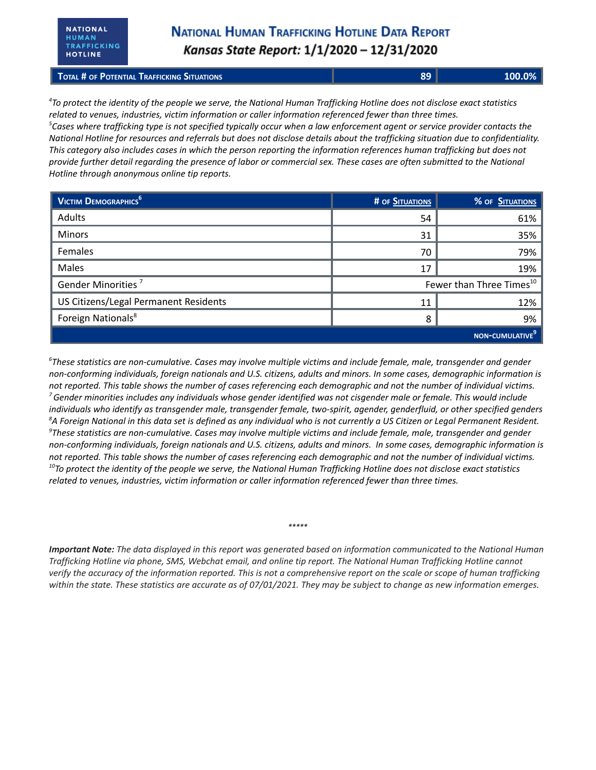# National Human Trafficking Hotline Data Report

## *Kansas State Report:* 1/1/2020 – 12/31/2020

| Total # of Potential Trafficking Situations | 89 | 100.0% |
|---|---|---|

*[4]To protect the identity of the people we serve, the National Human Trafficking Hotline does not disclose exact statistics related to venues, industries, victim information or caller information referenced fewer than three times.*
*[5]Cases where trafficking type is not specified typically occur when a law enforcement agent or service provider contacts the National Hotline for resources and referrals but does not disclose details about the trafficking situation due to confidentiality. This category also includes cases in which the person reporting the information references human trafficking but does not provide further detail regarding the presence of labor or commercial sex. These cases are often submitted to the National Hotline through anonymous online tip reports.*

| Victim Demographics[6] | # of Situations | % of Situations |
|---|---|---|
| Adults | 54 | 61% |
| Minors | 31 | 35% |
| Females | 70 | 79% |
| Males | 17 | 19% |
| Gender Minorities [7] | Fewer than Three Times[10] | |
| US Citizens/Legal Permanent Residents | 11 | 12% |
| Foreign Nationals[8] | 8 | 9% |
| | | non-cumulative[9] |

*[6]These statistics are non-cumulative. Cases may involve multiple victims and include female, male, transgender and gender non-conforming individuals, foreign nationals and U.S. citizens, adults and minors. In some cases, demographic information is not reported. This table shows the number of cases referencing each demographic and not the number of individual victims.*
*[7] Gender minorities includes any individuals whose gender identified was not cisgender male or female. This would include individuals who identify as transgender male, transgender female, two-spirit, agender, genderfluid, or other specified genders*
*[8]A Foreign National in this data set is defined as any individual who is not currently a US Citizen or Legal Permanent Resident.*
*[9]These statistics are non-cumulative. Cases may involve multiple victims and include female, male, transgender and gender non-conforming individuals, foreign nationals and U.S. citizens, adults and minors. In some cases, demographic information is not reported. This table shows the number of cases referencing each demographic and not the number of individual victims.*
*[10]To protect the identity of the people we serve, the National Human Trafficking Hotline does not disclose exact statistics related to venues, industries, victim information or caller information referenced fewer than three times.*

*****

***Important Note:*** *The data displayed in this report was generated based on information communicated to the National Human Trafficking Hotline via phone, SMS, Webchat email, and online tip report. The National Human Trafficking Hotline cannot verify the accuracy of the information reported. This is not a comprehensive report on the scale or scope of human trafficking within the state. These statistics are accurate as of 07/01/2021. They may be subject to change as new information emerges.*